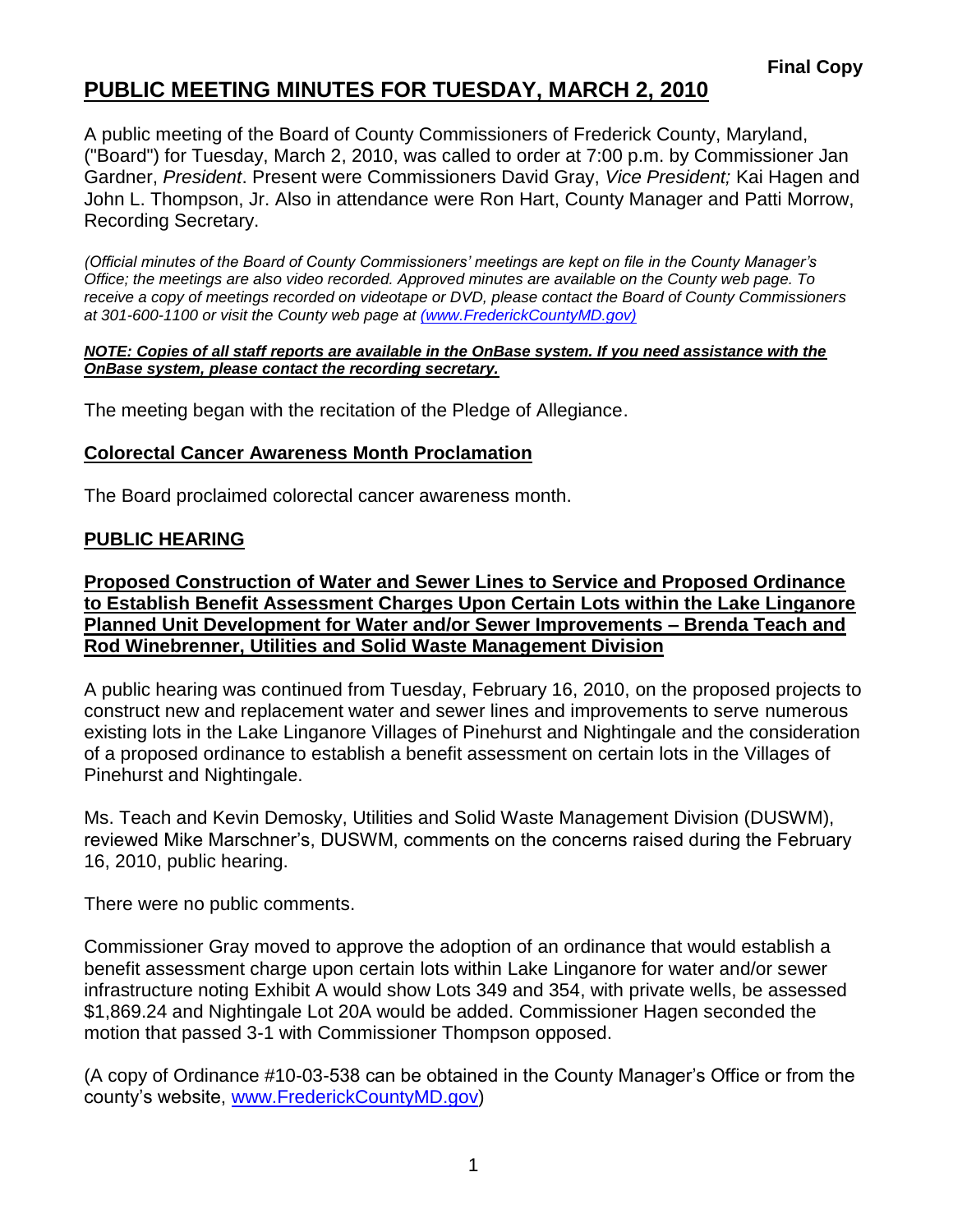**Final Copy**

# PUBLIC MEETING MINUTES FOR TUESDAY, MARCH 2, 2010

A public meeting of the Board of County Commissioners of Frederick County, Maryland, ("Board") for Tuesday, March 2, 2010, was called to order at 7:00 p.m. by Commissioner Jan Gardner, *President*. Present were Commissioners David Gray, *Vice President;* Kai Hagen and John L. Thompson, Jr. Also in attendance were Ron Hart, County Manager and Patti Morrow, Recording Secretary.

*(Official minutes of the Board of County Commissioners' meetings are kept on file in the County Manager's Office; the meetings are also video recorded. Approved minutes are available on the County web page. To receive a copy of meetings recorded on videotape or DVD, please contact the Board of County Commissioners at 301-600-1100 or visit the County web page at (www.FrederickCountyMD.gov)*

***NOTE: Copies of all staff reports are available in the OnBase system. If you need assistance with the OnBase system, please contact the recording secretary.***

The meeting began with the recitation of the Pledge of Allegiance.

## Colorectal Cancer Awareness Month Proclamation

The Board proclaimed colorectal cancer awareness month.

## PUBLIC HEARING

### Proposed Construction of Water and Sewer Lines to Service and Proposed Ordinance to Establish Benefit Assessment Charges Upon Certain Lots within the Lake Linganore Planned Unit Development for Water and/or Sewer Improvements – Brenda Teach and Rod Winebrenner, Utilities and Solid Waste Management Division

A public hearing was continued from Tuesday, February 16, 2010, on the proposed projects to construct new and replacement water and sewer lines and improvements to serve numerous existing lots in the Lake Linganore Villages of Pinehurst and Nightingale and the consideration of a proposed ordinance to establish a benefit assessment on certain lots in the Villages of Pinehurst and Nightingale.

Ms. Teach and Kevin Demosky, Utilities and Solid Waste Management Division (DUSWM), reviewed Mike Marschner's, DUSWM, comments on the concerns raised during the February 16, 2010, public hearing.

There were no public comments.

Commissioner Gray moved to approve the adoption of an ordinance that would establish a benefit assessment charge upon certain lots within Lake Linganore for water and/or sewer infrastructure noting Exhibit A would show Lots 349 and 354, with private wells, be assessed $1,869.24 and Nightingale Lot 20A would be added. Commissioner Hagen seconded the motion that passed 3-1 with Commissioner Thompson opposed.

(A copy of Ordinance #10-03-538 can be obtained in the County Manager's Office or from the county's website, www.FrederickCountyMD.gov)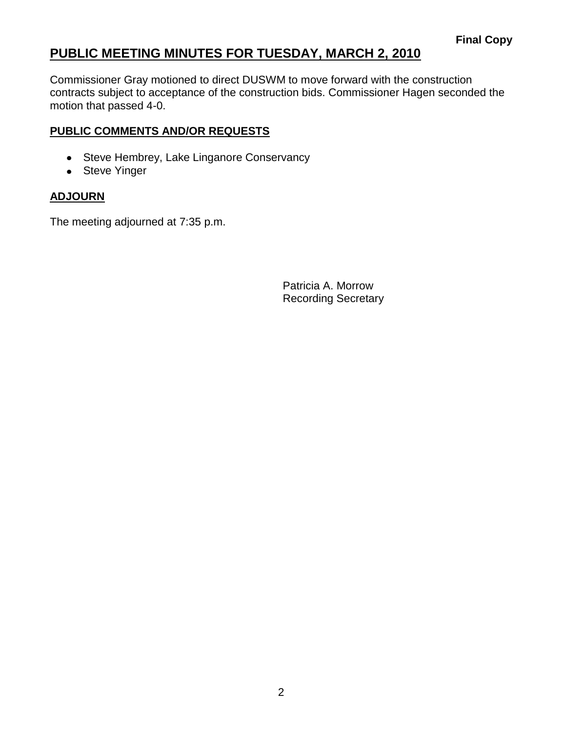**Final Copy**

# PUBLIC MEETING MINUTES FOR TUESDAY, MARCH 2, 2010

Commissioner Gray motioned to direct DUSWM to move forward with the construction contracts subject to acceptance of the construction bids. Commissioner Hagen seconded the motion that passed 4-0.

## PUBLIC COMMENTS AND/OR REQUESTS

- Steve Hembrey, Lake Linganore Conservancy
- Steve Yinger

## ADJOURN

The meeting adjourned at 7:35 p.m.

Patricia A. Morrow
Recording Secretary